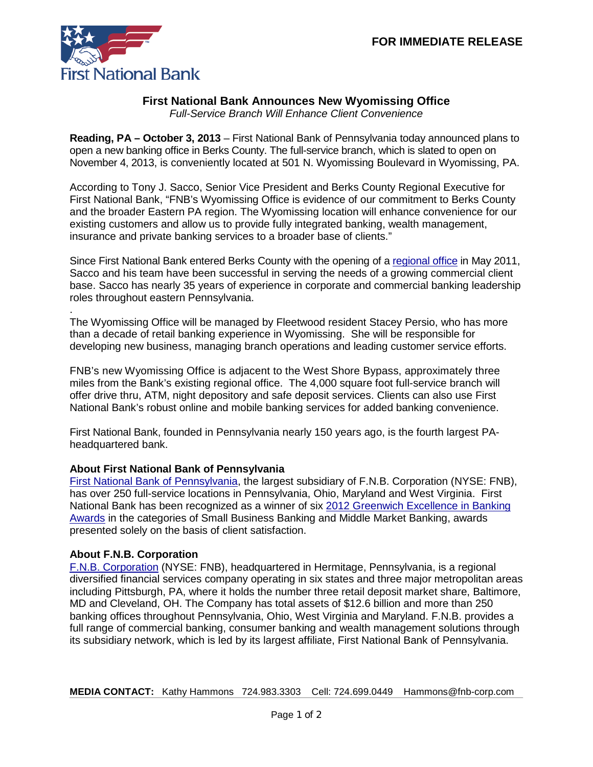First National Bank

**FOR IMMEDIATE RELEASE**

# First National Bank Announces New Wyomissing Office

*Full-Service Branch Will Enhance Client Convenience*

**Reading, PA – October 3, 2013** – First National Bank of Pennsylvania today announced plans to open a new banking office in Berks County. The full-service branch, which is slated to open on November 4, 2013, is conveniently located at 501 N. Wyomissing Boulevard in Wyomissing, PA.

According to Tony J. Sacco, Senior Vice President and Berks County Regional Executive for First National Bank, "FNB's Wyomissing Office is evidence of our commitment to Berks County and the broader Eastern PA region. The Wyomissing location will enhance convenience for our existing customers and allow us to provide fully integrated banking, wealth management, insurance and private banking services to a broader base of clients."

Since First National Bank entered Berks County with the opening of a regional office in May 2011, Sacco and his team have been successful in serving the needs of a growing commercial client base. Sacco has nearly 35 years of experience in corporate and commercial banking leadership roles throughout eastern Pennsylvania.

.

The Wyomissing Office will be managed by Fleetwood resident Stacey Persio, who has more than a decade of retail banking experience in Wyomissing. She will be responsible for developing new business, managing branch operations and leading customer service efforts.

FNB's new Wyomissing Office is adjacent to the West Shore Bypass, approximately three miles from the Bank's existing regional office. The 4,000 square foot full-service branch will offer drive thru, ATM, night depository and safe deposit services. Clients can also use First National Bank's robust online and mobile banking services for added banking convenience.

First National Bank, founded in Pennsylvania nearly 150 years ago, is the fourth largest PA-headquartered bank.

### About First National Bank of Pennsylvania

First National Bank of Pennsylvania, the largest subsidiary of F.N.B. Corporation (NYSE: FNB), has over 250 full-service locations in Pennsylvania, Ohio, Maryland and West Virginia. First National Bank has been recognized as a winner of six 2012 Greenwich Excellence in Banking Awards in the categories of Small Business Banking and Middle Market Banking, awards presented solely on the basis of client satisfaction.

### About F.N.B. Corporation

F.N.B. Corporation (NYSE: FNB), headquartered in Hermitage, Pennsylvania, is a regional diversified financial services company operating in six states and three major metropolitan areas including Pittsburgh, PA, where it holds the number three retail deposit market share, Baltimore, MD and Cleveland, OH. The Company has total assets of $12.6 billion and more than 250 banking offices throughout Pennsylvania, Ohio, West Virginia and Maryland. F.N.B. provides a full range of commercial banking, consumer banking and wealth management solutions through its subsidiary network, which is led by its largest affiliate, First National Bank of Pennsylvania.

**MEDIA CONTACT:** Kathy Hammons 724.983.3303 Cell: 724.699.0449 Hammons@fnb-corp.com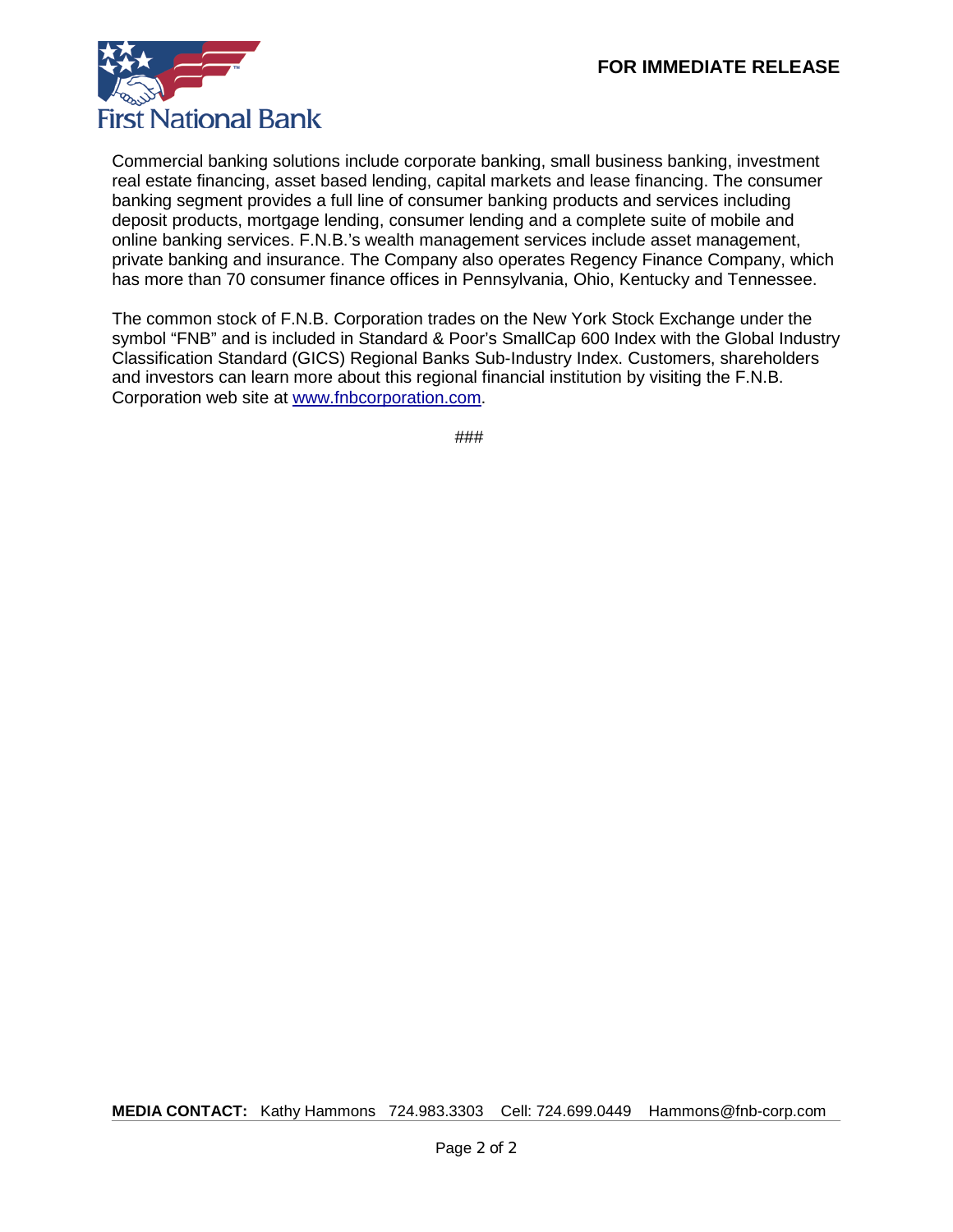Commercial banking solutions include corporate banking, small business banking, investment real estate financing, asset based lending, capital markets and lease financing. The consumer banking segment provides a full line of consumer banking products and services including deposit products, mortgage lending, consumer lending and a complete suite of mobile and online banking services. F.N.B.'s wealth management services include asset management, private banking and insurance. The Company also operates Regency Finance Company, which has more than 70 consumer finance offices in Pennsylvania, Ohio, Kentucky and Tennessee.

The common stock of F.N.B. Corporation trades on the New York Stock Exchange under the symbol "FNB" and is included in Standard & Poor's SmallCap 600 Index with the Global Industry Classification Standard (GICS) Regional Banks Sub-Industry Index. Customers, shareholders and investors can learn more about this regional financial institution by visiting the F.N.B. Corporation web site at www.fnbcorporation.com.

###

**MEDIA CONTACT:** Kathy Hammons 724.983.3303 Cell: 724.699.0449 Hammons@fnb-corp.com